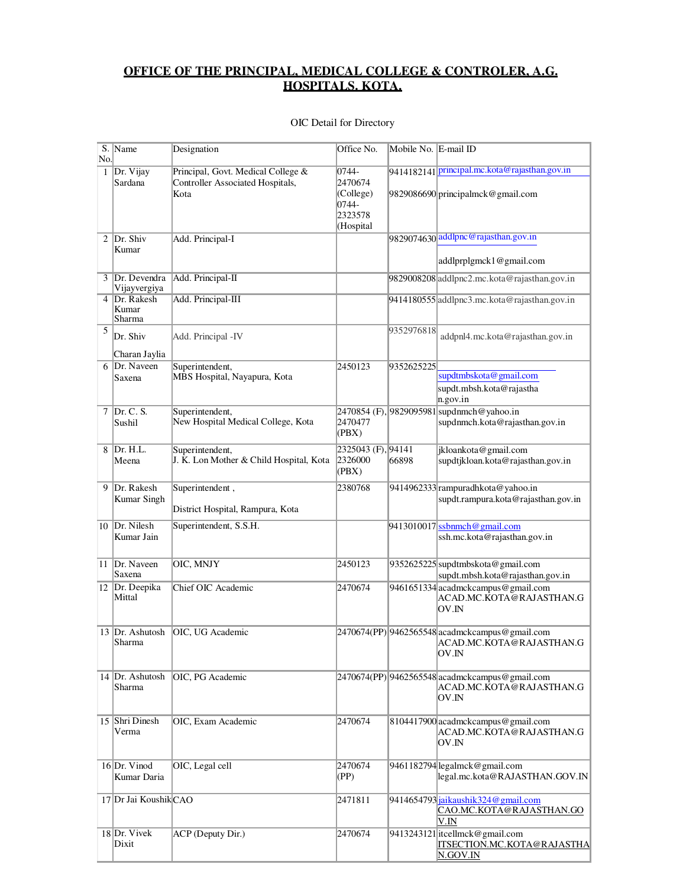# OFFICE OF THE PRINCIPAL, MEDICAL COLLEGE & CONTROLER, A.G. HOSPITALS, KOTA.

OIC Detail for Directory

| S. No. | Name | Designation | Office No. | Mobile No. | E-mail ID |
|---|---|---|---|---|---|
| 1 | Dr. Vijay Sardana | Principal, Govt. Medical College & Controller Associated Hospitals, Kota | 0744-2470674 (College) 0744-2323578 (Hospital | 9414182141<br>9829086690 | principal.mc.kota@rajasthan.gov.in<br>principalmck@gmail.com |
| 2 | Dr. Shiv Kumar | Add. Principal-I | | 9829074630 | addlpnc@rajasthan.gov.in<br>addlprplgmck1@gmail.com |
| 3 | Dr. Devendra Vijayvergiya | Add. Principal-II | | 9829008208 | addlpnc2.mc.kota@rajasthan.gov.in |
| 4 | Dr. Rakesh Kumar Sharma | Add. Principal-III | | 9414180555 | addlpnc3.mc.kota@rajasthan.gov.in |
| 5 | Dr. Shiv Charan Jaylia | Add. Principal -IV | | 9352976818 | addpnl4.mc.kota@rajasthan.gov.in |
| 6 | Dr. Naveen Saxena | Superintendent, MBS Hospital, Nayapura, Kota | 2450123 | 9352625225 | supdtmbskota@gmail.com<br>supdt.mbsh.kota@rajasthan.gov.in |
| 7 | Dr. C. S. Sushil | Superintendent, New Hospital Medical College, Kota | 2470854 (F), 2470477 (PBX) | 9829095981 | supdnmch@yahoo.in<br>supdnmch.kota@rajasthan.gov.in |
| 8 | Dr. H.L. Meena | Superintendent, J. K. Lon Mother & Child Hospital, Kota | 2325043 (F), 2326000 (PBX) | 94141 66898 | jkloankota@gmail.com<br>supdtjkloan.kota@rajasthan.gov.in |
| 9 | Dr. Rakesh Kumar Singh | Superintendent , District Hospital, Rampura, Kota | 2380768 | 9414962333 | rampuradhkota@yahoo.in<br>supdt.rampura.kota@rajasthan.gov.in |
| 10 | Dr. Nilesh Kumar Jain | Superintendent, S.S.H. | | 9413010017 | ssbnmch@gmail.com<br>ssh.mc.kota@rajasthan.gov.in |
| 11 | Dr. Naveen Saxena | OIC, MNJY | 2450123 | 9352625225 | supdtmbskota@gmail.com<br>supdt.mbsh.kota@rajasthan.gov.in |
| 12 | Dr. Deepika Mittal | Chief OIC Academic | 2470674 | 9461651334 | acadmckcampus@gmail.com<br>ACAD.MC.KOTA@RAJASTHAN.GOV.IN |
| 13 | Dr. Ashutosh Sharma | OIC, UG Academic | 2470674(PP) | 9462565548 | acadmckcampus@gmail.com<br>ACAD.MC.KOTA@RAJASTHAN.GOV.IN |
| 14 | Dr. Ashutosh Sharma | OIC, PG Academic | 2470674(PP) | 9462565548 | acadmckcampus@gmail.com<br>ACAD.MC.KOTA@RAJASTHAN.GOV.IN |
| 15 | Shri Dinesh Verma | OIC, Exam Academic | 2470674 | 8104417900 | acadmckcampus@gmail.com<br>ACAD.MC.KOTA@RAJASTHAN.GOV.IN |
| 16 | Dr. Vinod Kumar Daria | OIC, Legal cell | 2470674 (PP) | 9461182794 | legalmck@gmail.com<br>legal.mc.kota@RAJASTHAN.GOV.IN |
| 17 | Dr Jai Koushik | CAO | 2471811 | 9414654793 | jaikaushik324@gmail.com<br>CAO.MC.KOTA@RAJASTHAN.GOV.IN |
| 18 | Dr. Vivek Dixit | ACP (Deputy Dir.) | 2470674 | 9413243121 | itcellmck@gmail.com<br>ITSECTION.MC.KOTA@RAJASTHAN.GOV.IN |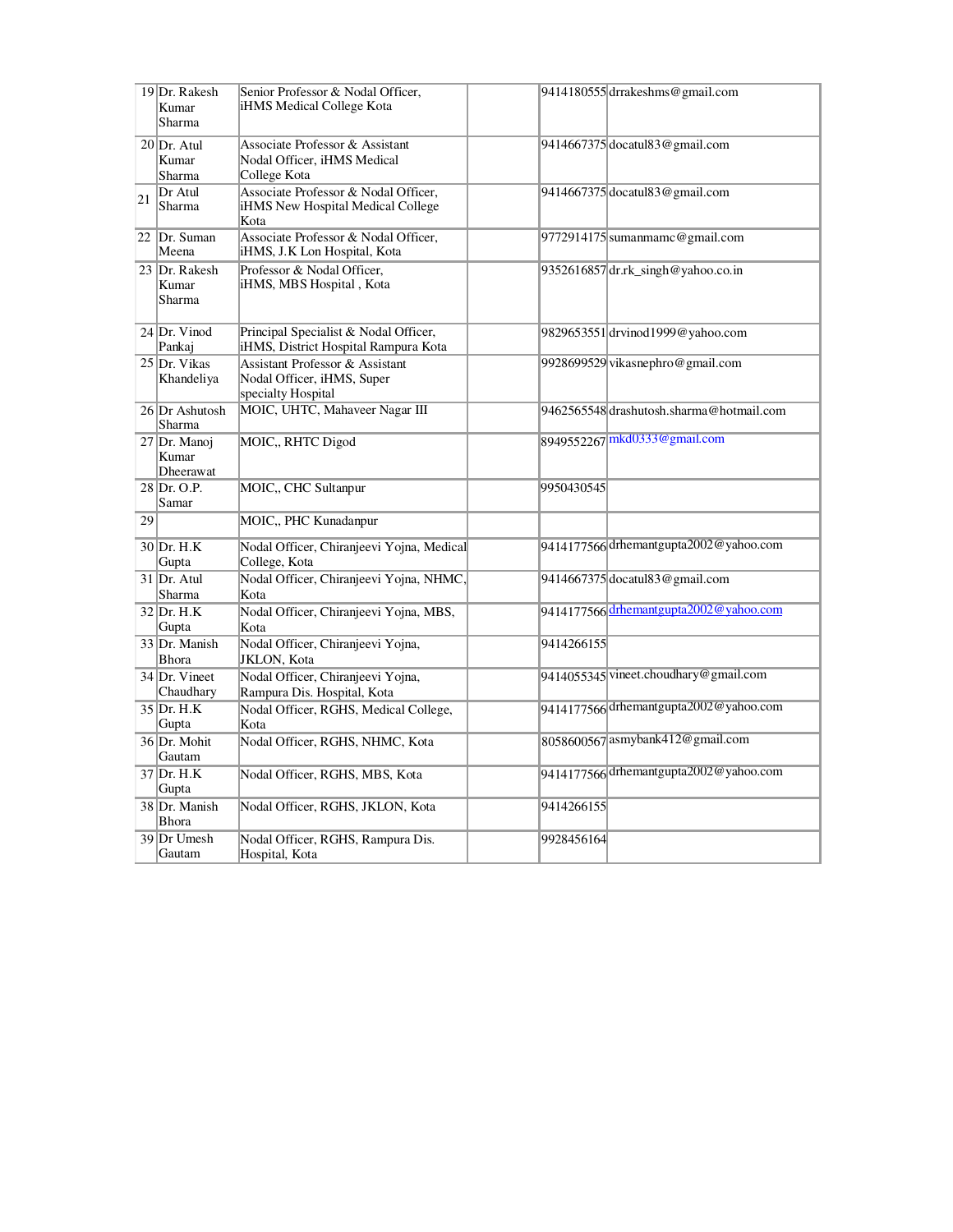| | | | | | |
|---|---|---|---|---|---|
| 19 | Dr. Rakesh Kumar Sharma | Senior Professor & Nodal Officer, iHMS Medical College Kota | | 9414180555 | drrakeshms@gmail.com |
| 20 | Dr. Atul Kumar Sharma | Associate Professor & Assistant Nodal Officer, iHMS Medical College Kota | | 9414667375 | docatul83@gmail.com |
| 21 | Dr Atul Sharma | Associate Professor & Nodal Officer, iHMS New Hospital Medical College Kota | | 9414667375 | docatul83@gmail.com |
| 22 | Dr. Suman Meena | Associate Professor & Nodal Officer, iHMS, J.K Lon Hospital, Kota | | 9772914175 | sumanmamc@gmail.com |
| 23 | Dr. Rakesh Kumar Sharma | Professor & Nodal Officer, iHMS, MBS Hospital , Kota | | 9352616857 | dr.rk_singh@yahoo.co.in |
| 24 | Dr. Vinod Pankaj | Principal Specialist & Nodal Officer, iHMS, District Hospital Rampura Kota | | 9829653551 | drvinod1999@yahoo.com |
| 25 | Dr. Vikas Khandeliya | Assistant Professor & Assistant Nodal Officer, iHMS, Super specialty Hospital | | 9928699529 | vikasnephro@gmail.com |
| 26 | Dr Ashutosh Sharma | MOIC, UHTC, Mahaveer Nagar III | | 9462565548 | drashutosh.sharma@hotmail.com |
| 27 | Dr. Manoj Kumar Dheerawat | MOIC,, RHTC Digod | | 8949552267 | mkd0333@gmail.com |
| 28 | Dr. O.P. Samar | MOIC,, CHC Sultanpur | | 9950430545 | |
| 29 | | MOIC,, PHC Kunadanpur | | | |
| 30 | Dr. H.K Gupta | Nodal Officer, Chiranjeevi Yojna, Medical College, Kota | | 9414177566 | drhemantgupta2002@yahoo.com |
| 31 | Dr. Atul Sharma | Nodal Officer, Chiranjeevi Yojna, NHMC, Kota | | 9414667375 | docatul83@gmail.com |
| 32 | Dr. H.K Gupta | Nodal Officer, Chiranjeevi Yojna, MBS, Kota | | 9414177566 | drhemantgupta2002@yahoo.com |
| 33 | Dr. Manish Bhora | Nodal Officer, Chiranjeevi Yojna, JKLON, Kota | | 9414266155 | |
| 34 | Dr. Vineet Chaudhary | Nodal Officer, Chiranjeevi Yojna, Rampura Dis. Hospital, Kota | | 9414055345 | vineet.choudhary@gmail.com |
| 35 | Dr. H.K Gupta | Nodal Officer, RGHS, Medical College, Kota | | 9414177566 | drhemantgupta2002@yahoo.com |
| 36 | Dr. Mohit Gautam | Nodal Officer, RGHS, NHMC, Kota | | 8058600567 | asmybank412@gmail.com |
| 37 | Dr. H.K Gupta | Nodal Officer, RGHS, MBS, Kota | | 9414177566 | drhemantgupta2002@yahoo.com |
| 38 | Dr. Manish Bhora | Nodal Officer, RGHS, JKLON, Kota | | 9414266155 | |
| 39 | Dr Umesh Gautam | Nodal Officer, RGHS, Rampura Dis. Hospital, Kota | | 9928456164 | |